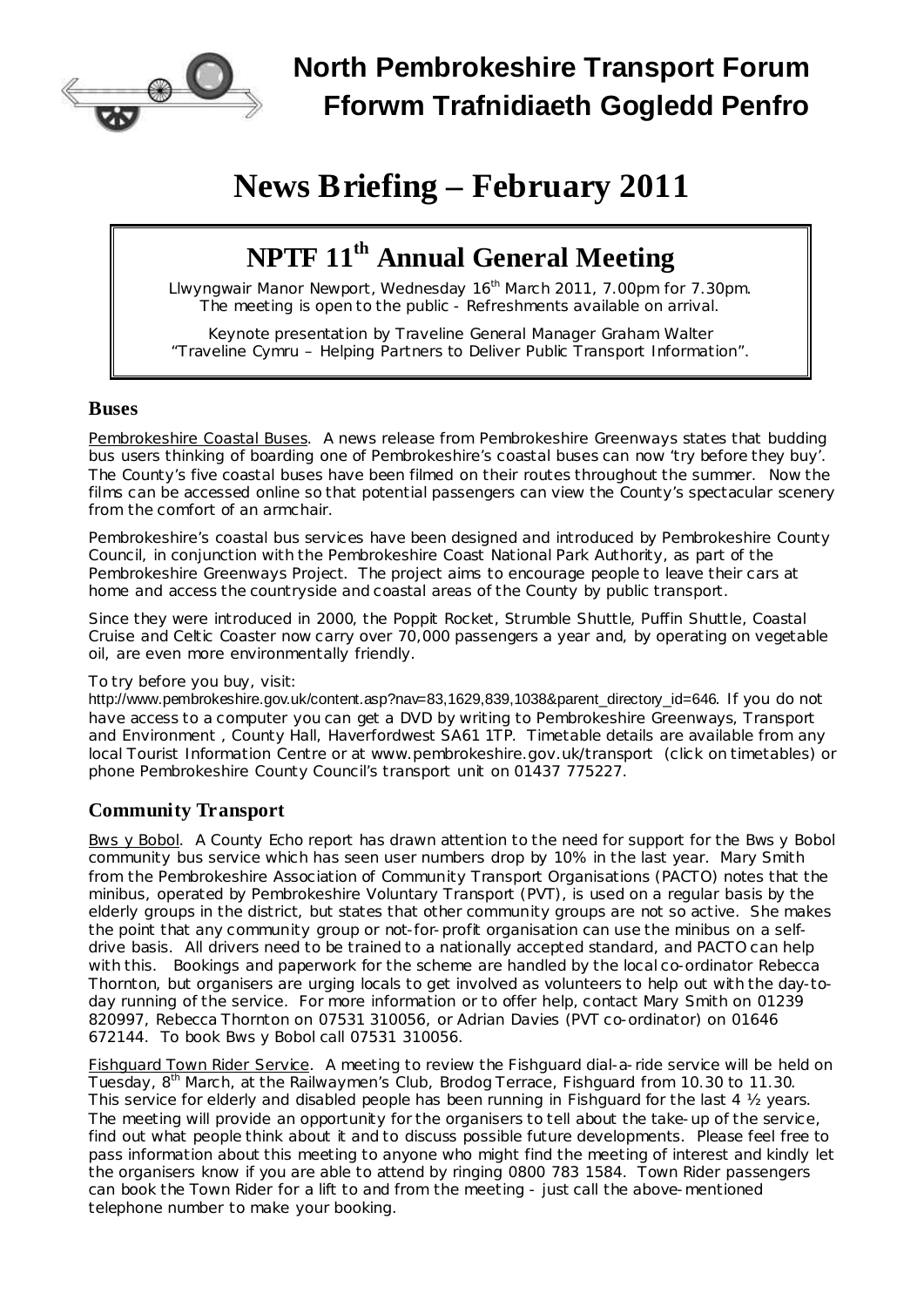# North Pembrokeshire Transport Forum
# Fforwm Trafnidiaeth Gogledd Penfro

# News Briefing – February 2011

## NPTF 11th Annual General Meeting

Llwyngwair Manor Newport, Wednesday 16th March 2011, 7.00pm for 7.30pm.
The meeting is open to the public - Refreshments available on arrival.

Keynote presentation by Traveline General Manager Graham Walter
"Traveline Cymru – Helping Partners to Deliver Public Transport Information".

### Buses

Pembrokeshire Coastal Buses. A news release from Pembrokeshire Greenways states that budding bus users thinking of boarding one of Pembrokeshire's coastal buses can now 'try before they buy'. The County's five coastal buses have been filmed on their routes throughout the summer. Now the films can be accessed online so that potential passengers can view the County's spectacular scenery from the comfort of an armchair.

Pembrokeshire's coastal bus services have been designed and introduced by Pembrokeshire County Council, in conjunction with the Pembrokeshire Coast National Park Authority, as part of the Pembrokeshire Greenways Project. The project aims to encourage people to leave their cars at home and access the countryside and coastal areas of the County by public transport.

Since they were introduced in 2000, the Poppit Rocket, Strumble Shuttle, Puffin Shuttle, Coastal Cruise and Celtic Coaster now carry over 70,000 passengers a year and, by operating on vegetable oil, are even more environmentally friendly.

To try before you buy, visit:
http://www.pembrokeshire.gov.uk/content.asp?nav=83,1629,839,1038&parent_directory_id=646. If you do not have access to a computer you can get a DVD by writing to Pembrokeshire Greenways, Transport and Environment , County Hall, Haverfordwest SA61 1TP. Timetable details are available from any local Tourist Information Centre or at www.pembrokeshire.gov.uk/transport (click on timetables) or phone Pembrokeshire County Council's transport unit on 01437 775227.

### Community Transport

Bws y Bobol. A County Echo report has drawn attention to the need for support for the Bws y Bobol community bus service which has seen user numbers drop by 10% in the last year. Mary Smith from the Pembrokeshire Association of Community Transport Organisations (PACTO) notes that the minibus, operated by Pembrokeshire Voluntary Transport (PVT), is used on a regular basis by the elderly groups in the district, but states that other community groups are not so active. She makes the point that any community group or not-for-profit organisation can use the minibus on a self-drive basis. All drivers need to be trained to a nationally accepted standard, and PACTO can help with this. Bookings and paperwork for the scheme are handled by the local co-ordinator Rebecca Thornton, but organisers are urging locals to get involved as volunteers to help out with the day-to-day running of the service. For more information or to offer help, contact Mary Smith on 01239 820997, Rebecca Thornton on 07531 310056, or Adrian Davies (PVT co-ordinator) on 01646 672144. To book Bws y Bobol call 07531 310056.

Fishguard Town Rider Service. A meeting to review the Fishguard dial-a-ride service will be held on Tuesday, 8th March, at the Railwaymen's Club, Brodog Terrace, Fishguard from 10.30 to 11.30. This service for elderly and disabled people has been running in Fishguard for the last 4 ½ years. The meeting will provide an opportunity for the organisers to tell about the take-up of the service, find out what people think about it and to discuss possible future developments. Please feel free to pass information about this meeting to anyone who might find the meeting of interest and kindly let the organisers know if you are able to attend by ringing 0800 783 1584. Town Rider passengers can book the Town Rider for a lift to and from the meeting - just call the above-mentioned telephone number to make your booking.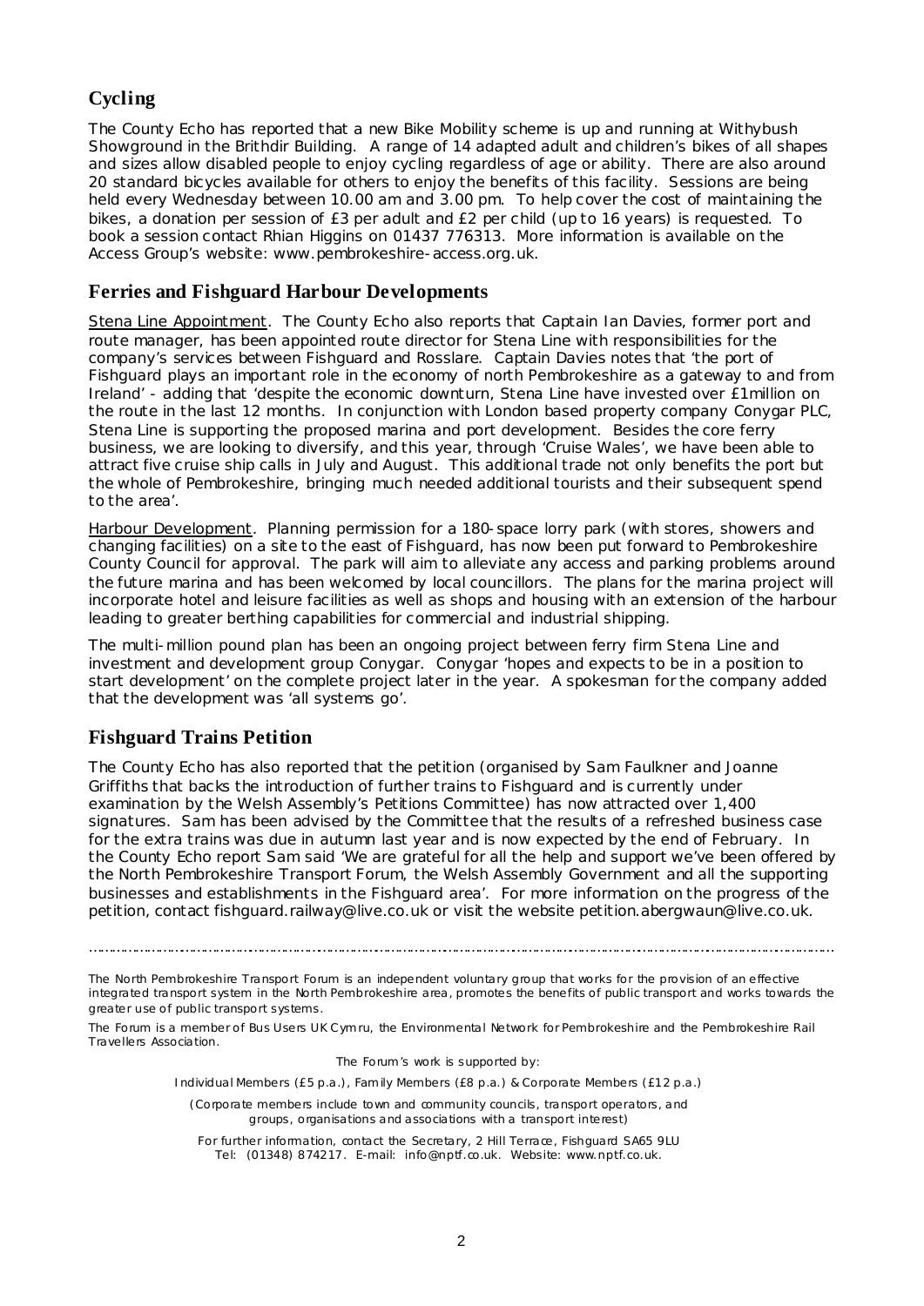## Cycling

The County Echo has reported that a new Bike Mobility scheme is up and running at Withybush Showground in the Brithdir Building. A range of 14 adapted adult and children's bikes of all shapes and sizes allow disabled people to enjoy cycling regardless of age or ability. There are also around 20 standard bicycles available for others to enjoy the benefits of this facility. Sessions are being held every Wednesday between 10.00 am and 3.00 pm. To help cover the cost of maintaining the bikes, a donation per session of £3 per adult and £2 per child (up to 16 years) is requested. To book a session contact Rhian Higgins on 01437 776313. More information is available on the Access Group's website: www.pembrokeshire-access.org.uk.

## Ferries and Fishguard Harbour Developments

Stena Line Appointment. The County Echo also reports that Captain Ian Davies, former port and route manager, has been appointed route director for Stena Line with responsibilities for the company's services between Fishguard and Rosslare. Captain Davies notes that 'the port of Fishguard plays an important role in the economy of north Pembrokeshire as a gateway to and from Ireland' - adding that 'despite the economic downturn, Stena Line have invested over £1million on the route in the last 12 months. In conjunction with London based property company Conygar PLC, Stena Line is supporting the proposed marina and port development. Besides the core ferry business, we are looking to diversify, and this year, through 'Cruise Wales', we have been able to attract five cruise ship calls in July and August. This additional trade not only benefits the port but the whole of Pembrokeshire, bringing much needed additional tourists and their subsequent spend to the area'.

Harbour Development. Planning permission for a 180-space lorry park (with stores, showers and changing facilities) on a site to the east of Fishguard, has now been put forward to Pembrokeshire County Council for approval. The park will aim to alleviate any access and parking problems around the future marina and has been welcomed by local councillors. The plans for the marina project will incorporate hotel and leisure facilities as well as shops and housing with an extension of the harbour leading to greater berthing capabilities for commercial and industrial shipping.

The multi-million pound plan has been an ongoing project between ferry firm Stena Line and investment and development group Conygar. Conygar 'hopes and expects to be in a position to start development' on the complete project later in the year. A spokesman for the company added that the development was 'all systems go'.

## Fishguard Trains Petition

The County Echo has also reported that the petition (organised by Sam Faulkner and Joanne Griffiths that backs the introduction of further trains to Fishguard and is currently under examination by the Welsh Assembly's Petitions Committee) has now attracted over 1,400 signatures. Sam has been advised by the Committee that the results of a refreshed business case for the extra trains was due in autumn last year and is now expected by the end of February. In the County Echo report Sam said 'We are grateful for all the help and support we've been offered by the North Pembrokeshire Transport Forum, the Welsh Assembly Government and all the supporting businesses and establishments in the Fishguard area'. For more information on the progress of the petition, contact fishguard.railway@live.co.uk or visit the website petition.abergwaun@live.co.uk.

---

The North Pembrokeshire Transport Forum is an independent voluntary group that works for the provision of an effective integrated transport system in the North Pembrokeshire area, promotes the benefits of public transport and works towards the greater use of public transport systems.

The Forum is a member of Bus Users UK Cymru, the Environmental Network for Pembrokeshire and the Pembrokeshire Rail Travellers Association.

The Forum's work is supported by:

Individual Members (£5 p.a.), Family Members (£8 p.a.) & Corporate Members (£12 p.a.)

(Corporate members include town and community councils, transport operators, and groups, organisations and associations with a transport interest)

For further information, contact the Secretary, 2 Hill Terrace, Fishguard SA65 9LU
Tel: (01348) 874217. E-mail: info@nptf.co.uk. Website: www.nptf.co.uk.